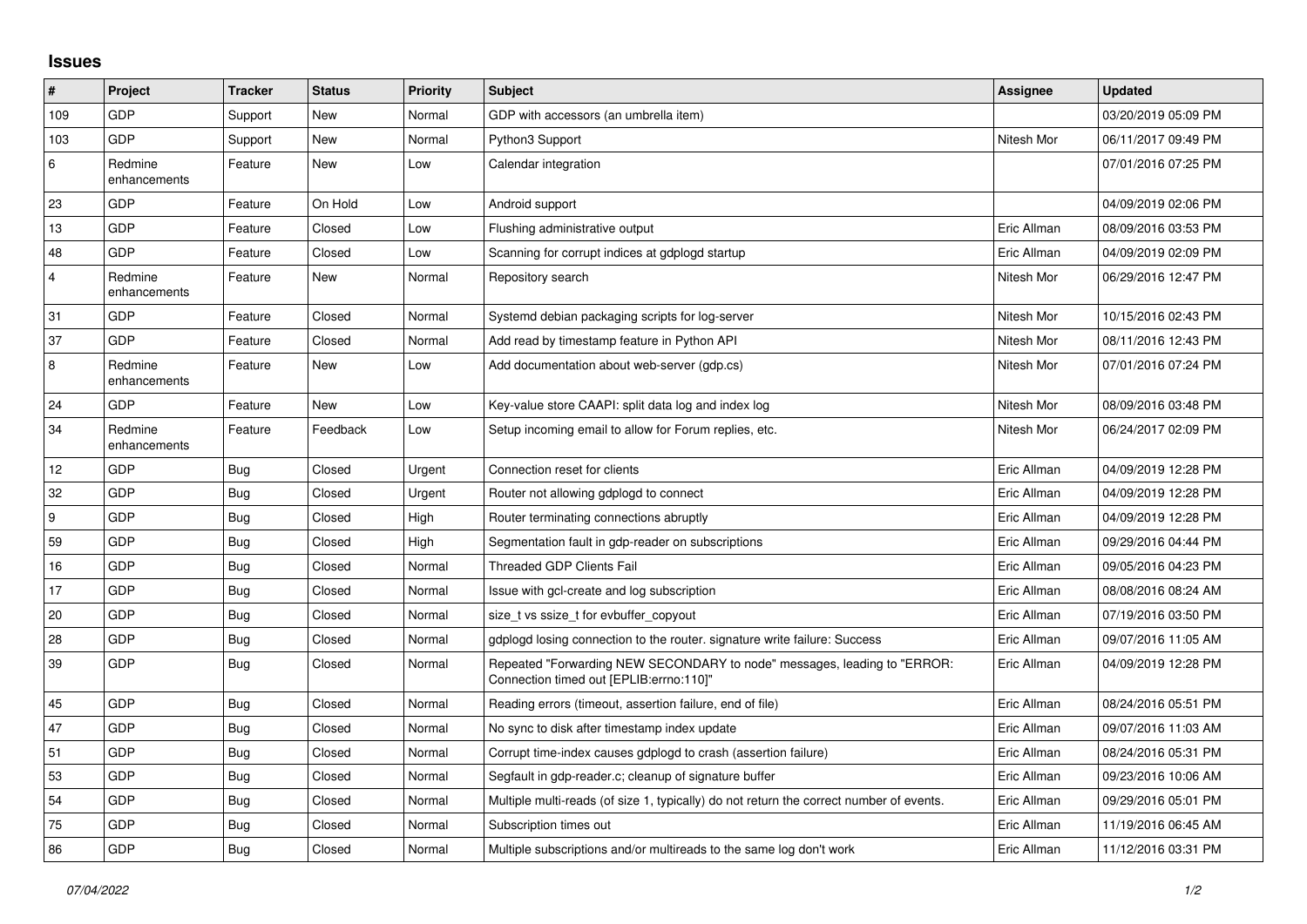## Issues

| # | Project | Tracker | Status | Priority | Subject | Assignee | Updated |
|---|---|---|---|---|---|---|---|
| 109 | GDP | Support | New | Normal | GDP with accessors (an umbrella item) | | 03/20/2019 05:09 PM |
| 103 | GDP | Support | New | Normal | Python3 Support | Nitesh Mor | 06/11/2017 09:49 PM |
| 6 | Redmine enhancements | Feature | New | Low | Calendar integration | | 07/01/2016 07:25 PM |
| 23 | GDP | Feature | On Hold | Low | Android support | | 04/09/2019 02:06 PM |
| 13 | GDP | Feature | Closed | Low | Flushing administrative output | Eric Allman | 08/09/2016 03:53 PM |
| 48 | GDP | Feature | Closed | Low | Scanning for corrupt indices at gdplogd startup | Eric Allman | 04/09/2019 02:09 PM |
| 4 | Redmine enhancements | Feature | New | Normal | Repository search | Nitesh Mor | 06/29/2016 12:47 PM |
| 31 | GDP | Feature | Closed | Normal | Systemd debian packaging scripts for log-server | Nitesh Mor | 10/15/2016 02:43 PM |
| 37 | GDP | Feature | Closed | Normal | Add read by timestamp feature in Python API | Nitesh Mor | 08/11/2016 12:43 PM |
| 8 | Redmine enhancements | Feature | New | Low | Add documentation about web-server (gdp.cs) | Nitesh Mor | 07/01/2016 07:24 PM |
| 24 | GDP | Feature | New | Low | Key-value store CAAPI: split data log and index log | Nitesh Mor | 08/09/2016 03:48 PM |
| 34 | Redmine enhancements | Feature | Feedback | Low | Setup incoming email to allow for Forum replies, etc. | Nitesh Mor | 06/24/2017 02:09 PM |
| 12 | GDP | Bug | Closed | Urgent | Connection reset for clients | Eric Allman | 04/09/2019 12:28 PM |
| 32 | GDP | Bug | Closed | Urgent | Router not allowing gdplogd to connect | Eric Allman | 04/09/2019 12:28 PM |
| 9 | GDP | Bug | Closed | High | Router terminating connections abruptly | Eric Allman | 04/09/2019 12:28 PM |
| 59 | GDP | Bug | Closed | High | Segmentation fault in gdp-reader on subscriptions | Eric Allman | 09/29/2016 04:44 PM |
| 16 | GDP | Bug | Closed | Normal | Threaded GDP Clients Fail | Eric Allman | 09/05/2016 04:23 PM |
| 17 | GDP | Bug | Closed | Normal | Issue with gcl-create and log subscription | Eric Allman | 08/08/2016 08:24 AM |
| 20 | GDP | Bug | Closed | Normal | size_t vs ssize_t for evbuffer_copyout | Eric Allman | 07/19/2016 03:50 PM |
| 28 | GDP | Bug | Closed | Normal | gdplogd losing connection to the router. signature write failure: Success | Eric Allman | 09/07/2016 11:05 AM |
| 39 | GDP | Bug | Closed | Normal | Repeated "Forwarding NEW SECONDARY to node" messages, leading to "ERROR: Connection timed out [EPLIB:errno:110]" | Eric Allman | 04/09/2019 12:28 PM |
| 45 | GDP | Bug | Closed | Normal | Reading errors (timeout, assertion failure, end of file) | Eric Allman | 08/24/2016 05:51 PM |
| 47 | GDP | Bug | Closed | Normal | No sync to disk after timestamp index update | Eric Allman | 09/07/2016 11:03 AM |
| 51 | GDP | Bug | Closed | Normal | Corrupt time-index causes gdplogd to crash (assertion failure) | Eric Allman | 08/24/2016 05:31 PM |
| 53 | GDP | Bug | Closed | Normal | Segfault in gdp-reader.c; cleanup of signature buffer | Eric Allman | 09/23/2016 10:06 AM |
| 54 | GDP | Bug | Closed | Normal | Multiple multi-reads (of size 1, typically) do not return the correct number of events. | Eric Allman | 09/29/2016 05:01 PM |
| 75 | GDP | Bug | Closed | Normal | Subscription times out | Eric Allman | 11/19/2016 06:45 AM |
| 86 | GDP | Bug | Closed | Normal | Multiple subscriptions and/or multireads to the same log don't work | Eric Allman | 11/12/2016 03:31 PM |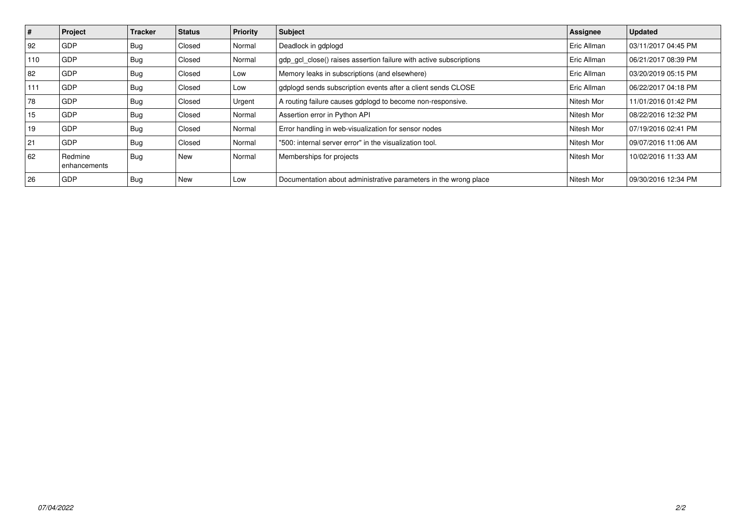| # | Project | Tracker | Status | Priority | Subject | Assignee | Updated |
|---|---|---|---|---|---|---|---|
| 92 | GDP | Bug | Closed | Normal | Deadlock in gdplogd | Eric Allman | 03/11/2017 04:45 PM |
| 110 | GDP | Bug | Closed | Normal | gdp_gcl_close() raises assertion failure with active subscriptions | Eric Allman | 06/21/2017 08:39 PM |
| 82 | GDP | Bug | Closed | Low | Memory leaks in subscriptions (and elsewhere) | Eric Allman | 03/20/2019 05:15 PM |
| 111 | GDP | Bug | Closed | Low | gdplogd sends subscription events after a client sends CLOSE | Eric Allman | 06/22/2017 04:18 PM |
| 78 | GDP | Bug | Closed | Urgent | A routing failure causes gdplogd to become non-responsive. | Nitesh Mor | 11/01/2016 01:42 PM |
| 15 | GDP | Bug | Closed | Normal | Assertion error in Python API | Nitesh Mor | 08/22/2016 12:32 PM |
| 19 | GDP | Bug | Closed | Normal | Error handling in web-visualization for sensor nodes | Nitesh Mor | 07/19/2016 02:41 PM |
| 21 | GDP | Bug | Closed | Normal | "500: internal server error" in the visualization tool. | Nitesh Mor | 09/07/2016 11:06 AM |
| 62 | Redmine enhancements | Bug | New | Normal | Memberships for projects | Nitesh Mor | 10/02/2016 11:33 AM |
| 26 | GDP | Bug | New | Low | Documentation about administrative parameters in the wrong place | Nitesh Mor | 09/30/2016 12:34 PM |